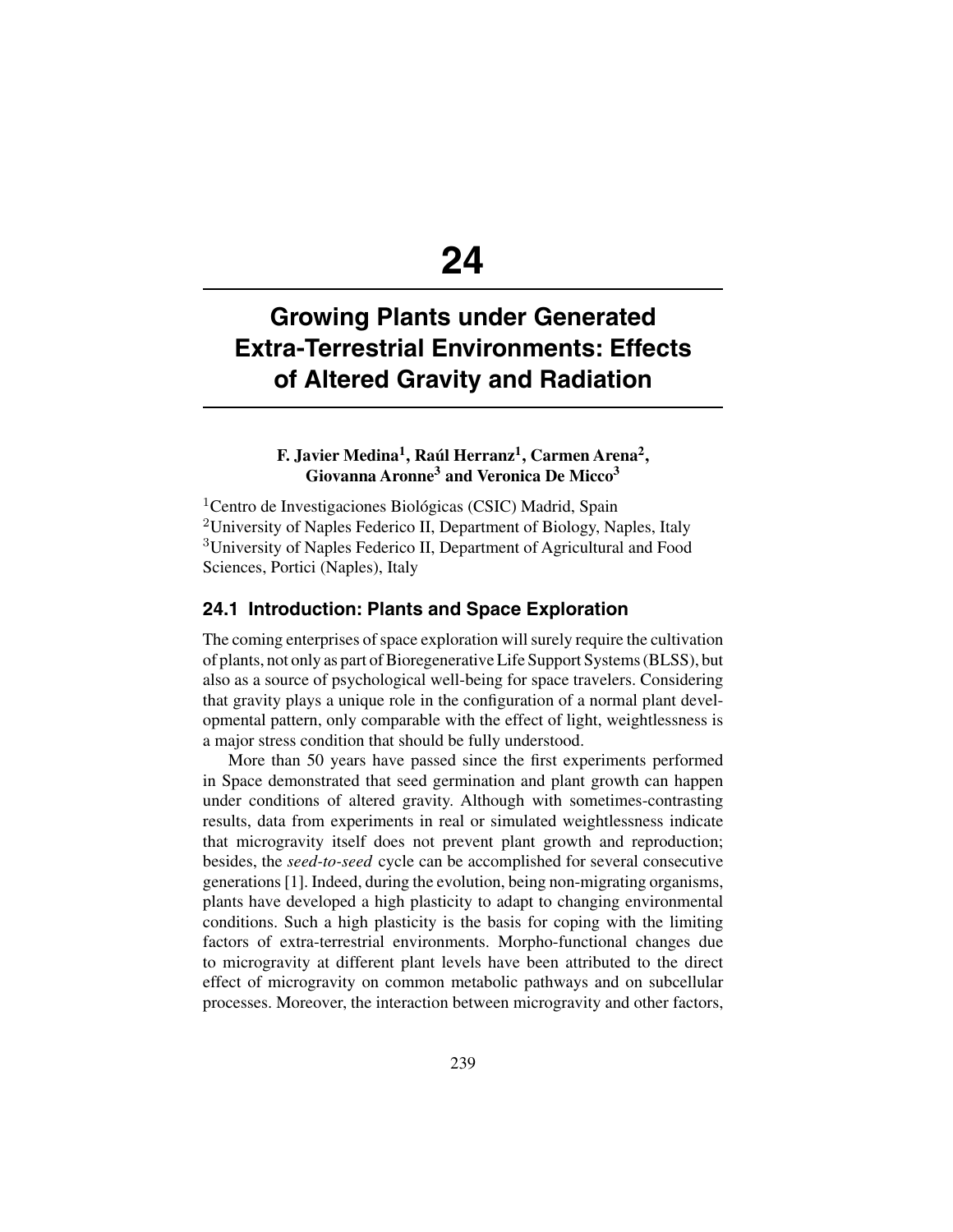# 24

# Growing Plants under Generated Extra-Terrestrial Environments: Effects of Altered Gravity and Radiation

**F. Javier Medina[1], Raúl Herranz[1], Carmen Arena[2], Giovanna Aronne[3] and Veronica De Micco[3]**

[1]Centro de Investigaciones Biológicas (CSIC) Madrid, Spain
[2]University of Naples Federico II, Department of Biology, Naples, Italy
[3]University of Naples Federico II, Department of Agricultural and Food Sciences, Portici (Naples), Italy

## 24.1 Introduction: Plants and Space Exploration

The coming enterprises of space exploration will surely require the cultivation of plants, not only as part of Bioregenerative Life Support Systems (BLSS), but also as a source of psychological well-being for space travelers. Considering that gravity plays a unique role in the configuration of a normal plant developmental pattern, only comparable with the effect of light, weightlessness is a major stress condition that should be fully understood.

More than 50 years have passed since the first experiments performed in Space demonstrated that seed germination and plant growth can happen under conditions of altered gravity. Although with sometimes-contrasting results, data from experiments in real or simulated weightlessness indicate that microgravity itself does not prevent plant growth and reproduction; besides, the *seed-to-seed* cycle can be accomplished for several consecutive generations [1]. Indeed, during the evolution, being non-migrating organisms, plants have developed a high plasticity to adapt to changing environmental conditions. Such a high plasticity is the basis for coping with the limiting factors of extra-terrestrial environments. Morpho-functional changes due to microgravity at different plant levels have been attributed to the direct effect of microgravity on common metabolic pathways and on subcellular processes. Moreover, the interaction between microgravity and other factors,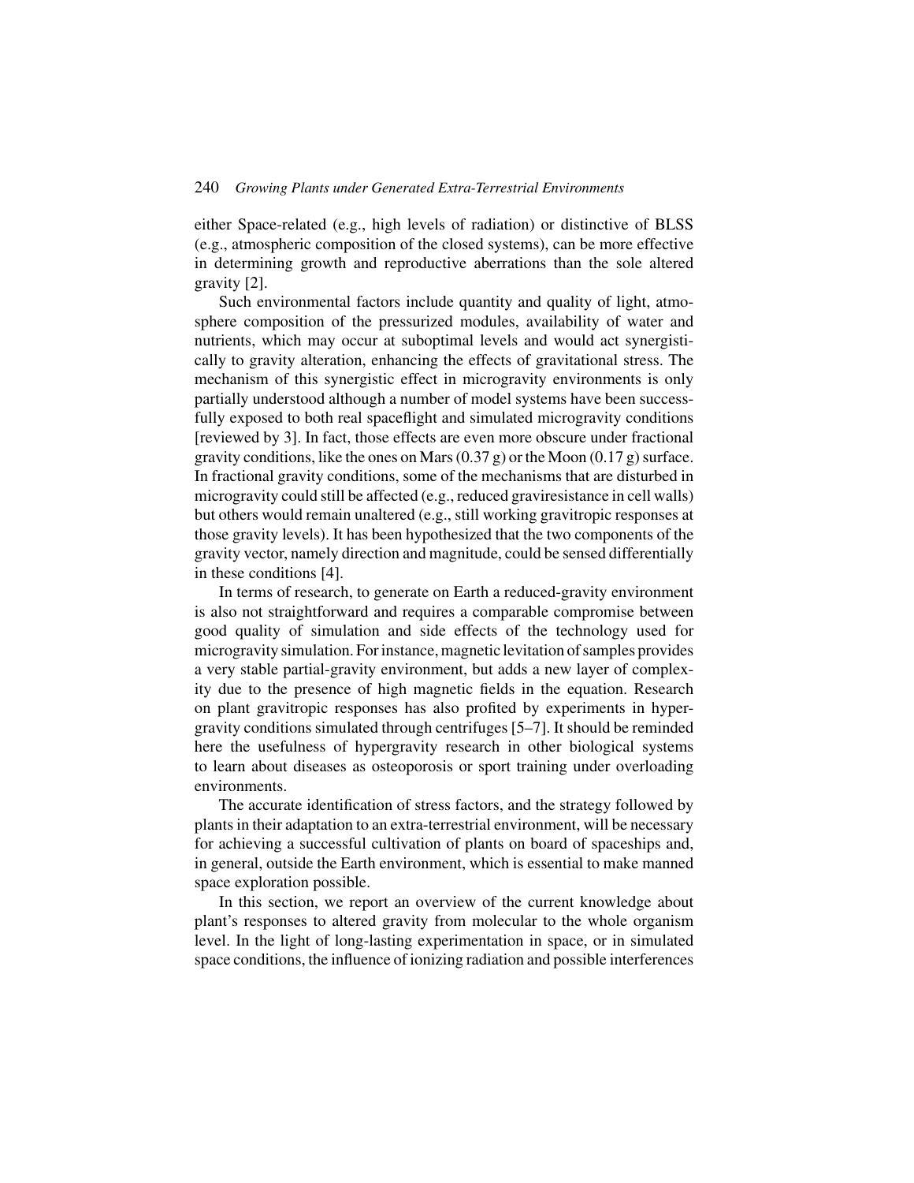either Space-related (e.g., high levels of radiation) or distinctive of BLSS (e.g., atmospheric composition of the closed systems), can be more effective in determining growth and reproductive aberrations than the sole altered gravity [2].

Such environmental factors include quantity and quality of light, atmosphere composition of the pressurized modules, availability of water and nutrients, which may occur at suboptimal levels and would act synergistically to gravity alteration, enhancing the effects of gravitational stress. The mechanism of this synergistic effect in microgravity environments is only partially understood although a number of model systems have been successfully exposed to both real spaceflight and simulated microgravity conditions [reviewed by 3]. In fact, those effects are even more obscure under fractional gravity conditions, like the ones on Mars (0.37 g) or the Moon (0.17 g) surface. In fractional gravity conditions, some of the mechanisms that are disturbed in microgravity could still be affected (e.g., reduced graviresistance in cell walls) but others would remain unaltered (e.g., still working gravitropic responses at those gravity levels). It has been hypothesized that the two components of the gravity vector, namely direction and magnitude, could be sensed differentially in these conditions [4].

In terms of research, to generate on Earth a reduced-gravity environment is also not straightforward and requires a comparable compromise between good quality of simulation and side effects of the technology used for microgravity simulation. For instance, magnetic levitation of samples provides a very stable partial-gravity environment, but adds a new layer of complexity due to the presence of high magnetic fields in the equation. Research on plant gravitropic responses has also profited by experiments in hypergravity conditions simulated through centrifuges [5–7]. It should be reminded here the usefulness of hypergravity research in other biological systems to learn about diseases as osteoporosis or sport training under overloading environments.

The accurate identification of stress factors, and the strategy followed by plants in their adaptation to an extra-terrestrial environment, will be necessary for achieving a successful cultivation of plants on board of spaceships and, in general, outside the Earth environment, which is essential to make manned space exploration possible.

In this section, we report an overview of the current knowledge about plant's responses to altered gravity from molecular to the whole organism level. In the light of long-lasting experimentation in space, or in simulated space conditions, the influence of ionizing radiation and possible interferences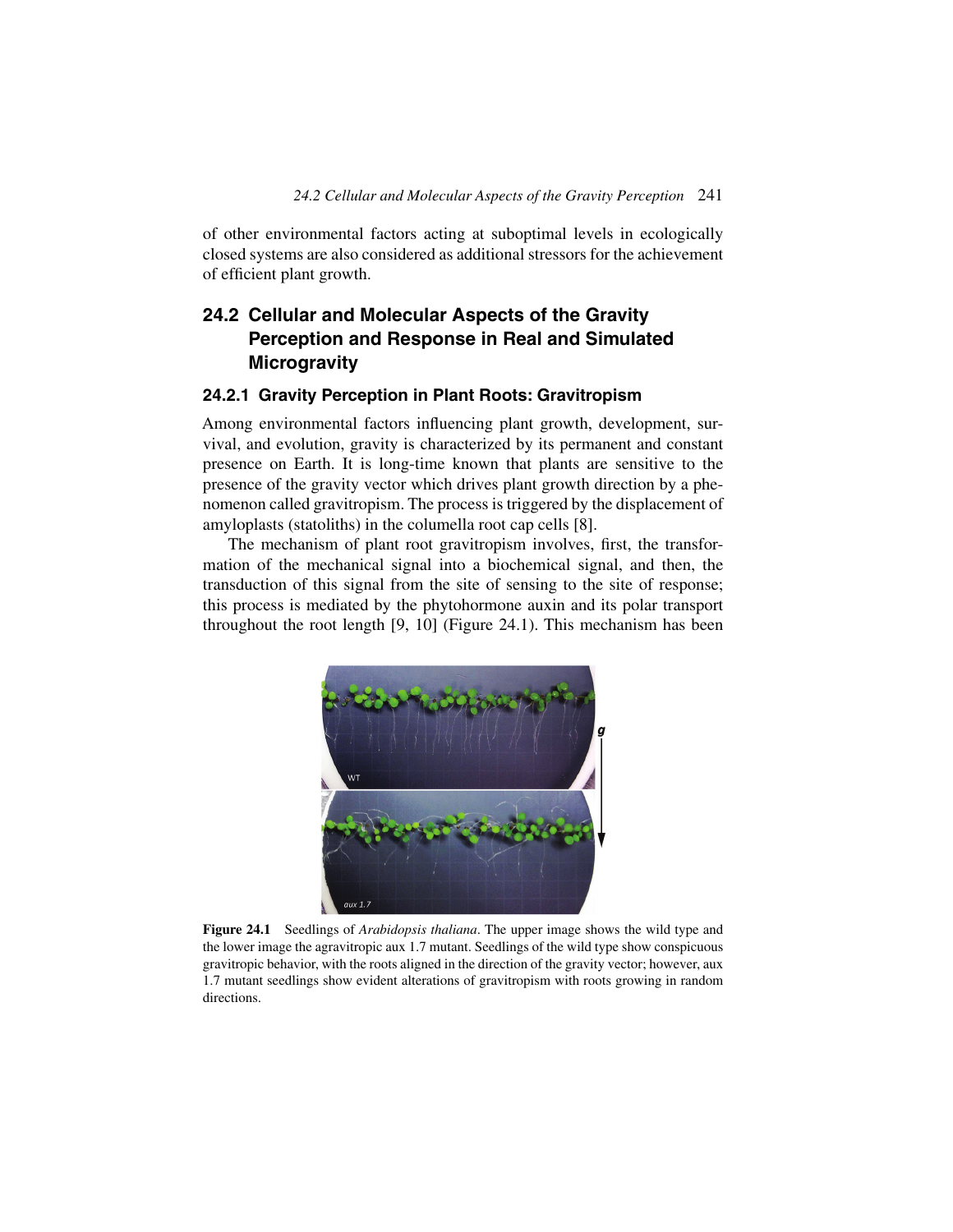of other environmental factors acting at suboptimal levels in ecologically closed systems are also considered as additional stressors for the achievement of efficient plant growth.

## 24.2 Cellular and Molecular Aspects of the Gravity Perception and Response in Real and Simulated Microgravity

### 24.2.1 Gravity Perception in Plant Roots: Gravitropism

Among environmental factors influencing plant growth, development, survival, and evolution, gravity is characterized by its permanent and constant presence on Earth. It is long-time known that plants are sensitive to the presence of the gravity vector which drives plant growth direction by a phenomenon called gravitropism. The process is triggered by the displacement of amyloplasts (statoliths) in the columella root cap cells [8].

The mechanism of plant root gravitropism involves, first, the transformation of the mechanical signal into a biochemical signal, and then, the transduction of this signal from the site of sensing to the site of response; this process is mediated by the phytohormone auxin and its polar transport throughout the root length [9, 10] (Figure 24.1). This mechanism has been

**Figure 24.1** Seedlings of *Arabidopsis thaliana*. The upper image shows the wild type and the lower image the agravitropic aux 1.7 mutant. Seedlings of the wild type show conspicuous gravitropic behavior, with the roots aligned in the direction of the gravity vector; however, aux 1.7 mutant seedlings show evident alterations of gravitropism with roots growing in random directions.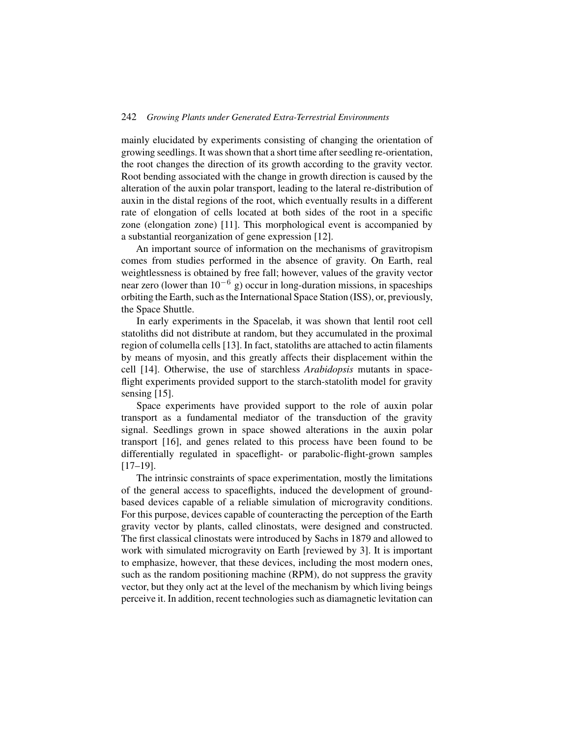mainly elucidated by experiments consisting of changing the orientation of growing seedlings. It was shown that a short time after seedling re-orientation, the root changes the direction of its growth according to the gravity vector. Root bending associated with the change in growth direction is caused by the alteration of the auxin polar transport, leading to the lateral re-distribution of auxin in the distal regions of the root, which eventually results in a different rate of elongation of cells located at both sides of the root in a specific zone (elongation zone) [11]. This morphological event is accompanied by a substantial reorganization of gene expression [12].

An important source of information on the mechanisms of gravitropism comes from studies performed in the absence of gravity. On Earth, real weightlessness is obtained by free fall; however, values of the gravity vector near zero (lower than $10^{-6}$ g) occur in long-duration missions, in spaceships orbiting the Earth, such as the International Space Station (ISS), or, previously, the Space Shuttle.

In early experiments in the Spacelab, it was shown that lentil root cell statoliths did not distribute at random, but they accumulated in the proximal region of columella cells [13]. In fact, statoliths are attached to actin filaments by means of myosin, and this greatly affects their displacement within the cell [14]. Otherwise, the use of starchless *Arabidopsis* mutants in spaceflight experiments provided support to the starch-statolith model for gravity sensing [15].

Space experiments have provided support to the role of auxin polar transport as a fundamental mediator of the transduction of the gravity signal. Seedlings grown in space showed alterations in the auxin polar transport [16], and genes related to this process have been found to be differentially regulated in spaceflight- or parabolic-flight-grown samples [17–19].

The intrinsic constraints of space experimentation, mostly the limitations of the general access to spaceflights, induced the development of ground-based devices capable of a reliable simulation of microgravity conditions. For this purpose, devices capable of counteracting the perception of the Earth gravity vector by plants, called clinostats, were designed and constructed. The first classical clinostats were introduced by Sachs in 1879 and allowed to work with simulated microgravity on Earth [reviewed by 3]. It is important to emphasize, however, that these devices, including the most modern ones, such as the random positioning machine (RPM), do not suppress the gravity vector, but they only act at the level of the mechanism by which living beings perceive it. In addition, recent technologies such as diamagnetic levitation can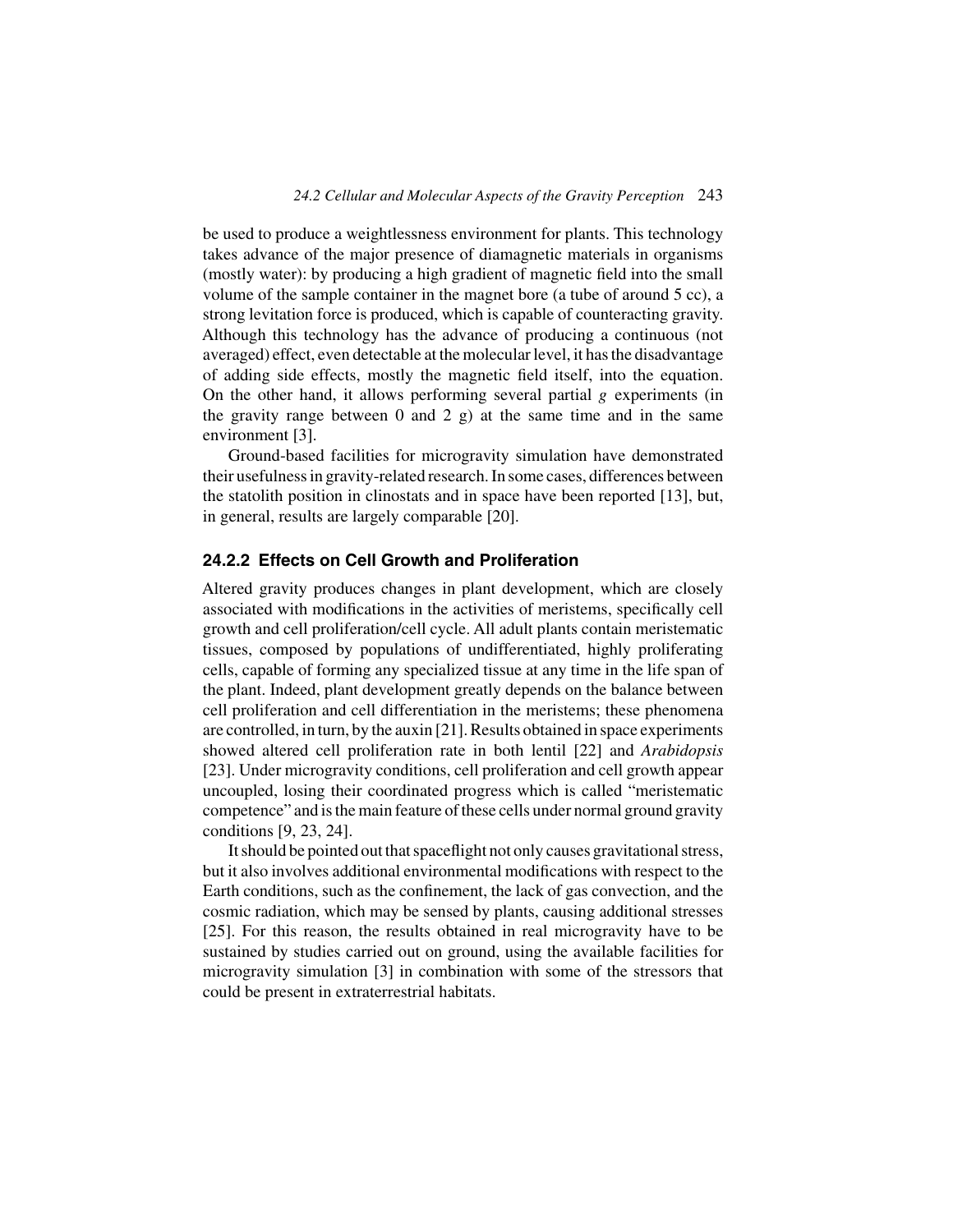be used to produce a weightlessness environment for plants. This technology takes advance of the major presence of diamagnetic materials in organisms (mostly water): by producing a high gradient of magnetic field into the small volume of the sample container in the magnet bore (a tube of around 5 cc), a strong levitation force is produced, which is capable of counteracting gravity. Although this technology has the advance of producing a continuous (not averaged) effect, even detectable at the molecular level, it has the disadvantage of adding side effects, mostly the magnetic field itself, into the equation. On the other hand, it allows performing several partial *g* experiments (in the gravity range between 0 and 2 g) at the same time and in the same environment [3].

Ground-based facilities for microgravity simulation have demonstrated their usefulness in gravity-related research. In some cases, differences between the statolith position in clinostats and in space have been reported [13], but, in general, results are largely comparable [20].

### 24.2.2 Effects on Cell Growth and Proliferation

Altered gravity produces changes in plant development, which are closely associated with modifications in the activities of meristems, specifically cell growth and cell proliferation/cell cycle. All adult plants contain meristematic tissues, composed by populations of undifferentiated, highly proliferating cells, capable of forming any specialized tissue at any time in the life span of the plant. Indeed, plant development greatly depends on the balance between cell proliferation and cell differentiation in the meristems; these phenomena are controlled, in turn, by the auxin [21]. Results obtained in space experiments showed altered cell proliferation rate in both lentil [22] and *Arabidopsis* [23]. Under microgravity conditions, cell proliferation and cell growth appear uncoupled, losing their coordinated progress which is called "meristematic competence" and is the main feature of these cells under normal ground gravity conditions [9, 23, 24].

It should be pointed out that spaceflight not only causes gravitational stress, but it also involves additional environmental modifications with respect to the Earth conditions, such as the confinement, the lack of gas convection, and the cosmic radiation, which may be sensed by plants, causing additional stresses [25]. For this reason, the results obtained in real microgravity have to be sustained by studies carried out on ground, using the available facilities for microgravity simulation [3] in combination with some of the stressors that could be present in extraterrestrial habitats.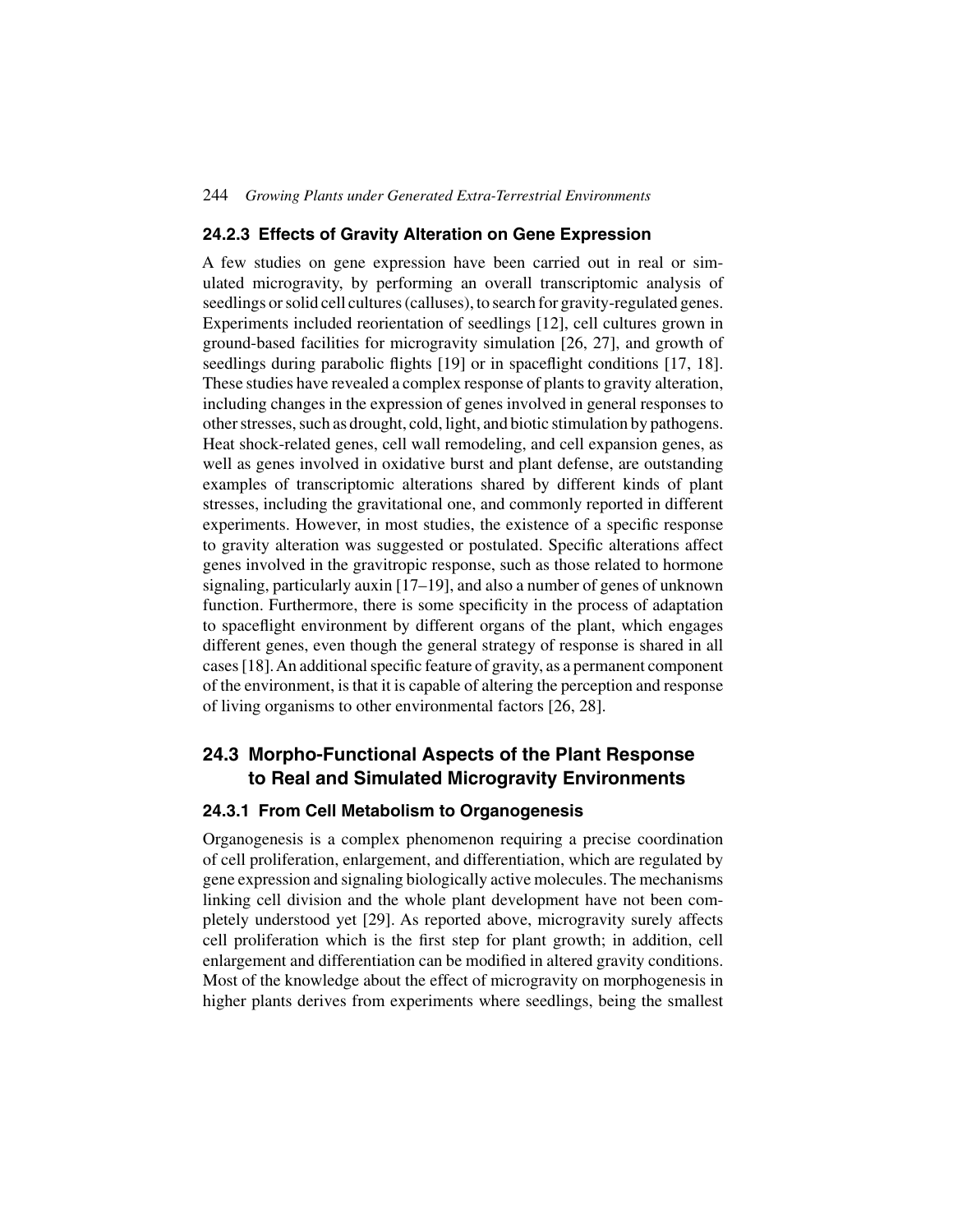### 24.2.3 Effects of Gravity Alteration on Gene Expression

A few studies on gene expression have been carried out in real or simulated microgravity, by performing an overall transcriptomic analysis of seedlings or solid cell cultures (calluses), to search for gravity-regulated genes. Experiments included reorientation of seedlings [12], cell cultures grown in ground-based facilities for microgravity simulation [26, 27], and growth of seedlings during parabolic flights [19] or in spaceflight conditions [17, 18]. These studies have revealed a complex response of plants to gravity alteration, including changes in the expression of genes involved in general responses to other stresses, such as drought, cold, light, and biotic stimulation by pathogens. Heat shock-related genes, cell wall remodeling, and cell expansion genes, as well as genes involved in oxidative burst and plant defense, are outstanding examples of transcriptomic alterations shared by different kinds of plant stresses, including the gravitational one, and commonly reported in different experiments. However, in most studies, the existence of a specific response to gravity alteration was suggested or postulated. Specific alterations affect genes involved in the gravitropic response, such as those related to hormone signaling, particularly auxin [17–19], and also a number of genes of unknown function. Furthermore, there is some specificity in the process of adaptation to spaceflight environment by different organs of the plant, which engages different genes, even though the general strategy of response is shared in all cases [18]. An additional specific feature of gravity, as a permanent component of the environment, is that it is capable of altering the perception and response of living organisms to other environmental factors [26, 28].

## 24.3 Morpho-Functional Aspects of the Plant Response to Real and Simulated Microgravity Environments

### 24.3.1 From Cell Metabolism to Organogenesis

Organogenesis is a complex phenomenon requiring a precise coordination of cell proliferation, enlargement, and differentiation, which are regulated by gene expression and signaling biologically active molecules. The mechanisms linking cell division and the whole plant development have not been completely understood yet [29]. As reported above, microgravity surely affects cell proliferation which is the first step for plant growth; in addition, cell enlargement and differentiation can be modified in altered gravity conditions. Most of the knowledge about the effect of microgravity on morphogenesis in higher plants derives from experiments where seedlings, being the smallest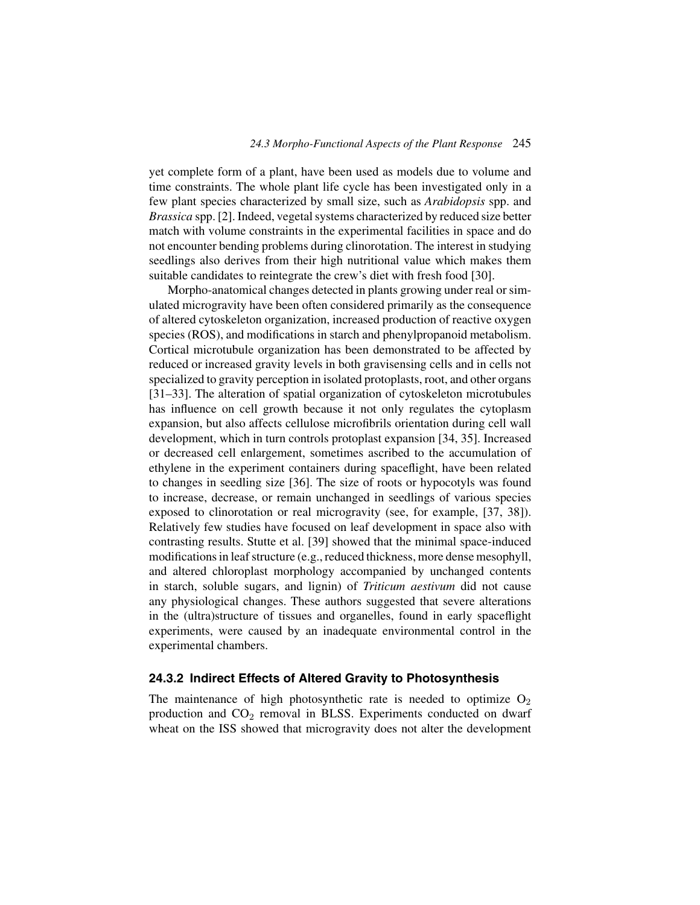yet complete form of a plant, have been used as models due to volume and time constraints. The whole plant life cycle has been investigated only in a few plant species characterized by small size, such as *Arabidopsis* spp. and *Brassica* spp. [2]. Indeed, vegetal systems characterized by reduced size better match with volume constraints in the experimental facilities in space and do not encounter bending problems during clinorotation. The interest in studying seedlings also derives from their high nutritional value which makes them suitable candidates to reintegrate the crew's diet with fresh food [30].

Morpho-anatomical changes detected in plants growing under real or simulated microgravity have been often considered primarily as the consequence of altered cytoskeleton organization, increased production of reactive oxygen species (ROS), and modifications in starch and phenylpropanoid metabolism. Cortical microtubule organization has been demonstrated to be affected by reduced or increased gravity levels in both gravisensing cells and in cells not specialized to gravity perception in isolated protoplasts, root, and other organs [31–33]. The alteration of spatial organization of cytoskeleton microtubules has influence on cell growth because it not only regulates the cytoplasm expansion, but also affects cellulose microfibrils orientation during cell wall development, which in turn controls protoplast expansion [34, 35]. Increased or decreased cell enlargement, sometimes ascribed to the accumulation of ethylene in the experiment containers during spaceflight, have been related to changes in seedling size [36]. The size of roots or hypocotyls was found to increase, decrease, or remain unchanged in seedlings of various species exposed to clinorotation or real microgravity (see, for example, [37, 38]). Relatively few studies have focused on leaf development in space also with contrasting results. Stutte et al. [39] showed that the minimal space-induced modifications in leaf structure (e.g., reduced thickness, more dense mesophyll, and altered chloroplast morphology accompanied by unchanged contents in starch, soluble sugars, and lignin) of *Triticum aestivum* did not cause any physiological changes. These authors suggested that severe alterations in the (ultra)structure of tissues and organelles, found in early spaceflight experiments, were caused by an inadequate environmental control in the experimental chambers.

### 24.3.2 Indirect Effects of Altered Gravity to Photosynthesis

The maintenance of high photosynthetic rate is needed to optimize $O_2$ production and $CO_2$ removal in BLSS. Experiments conducted on dwarf wheat on the ISS showed that microgravity does not alter the development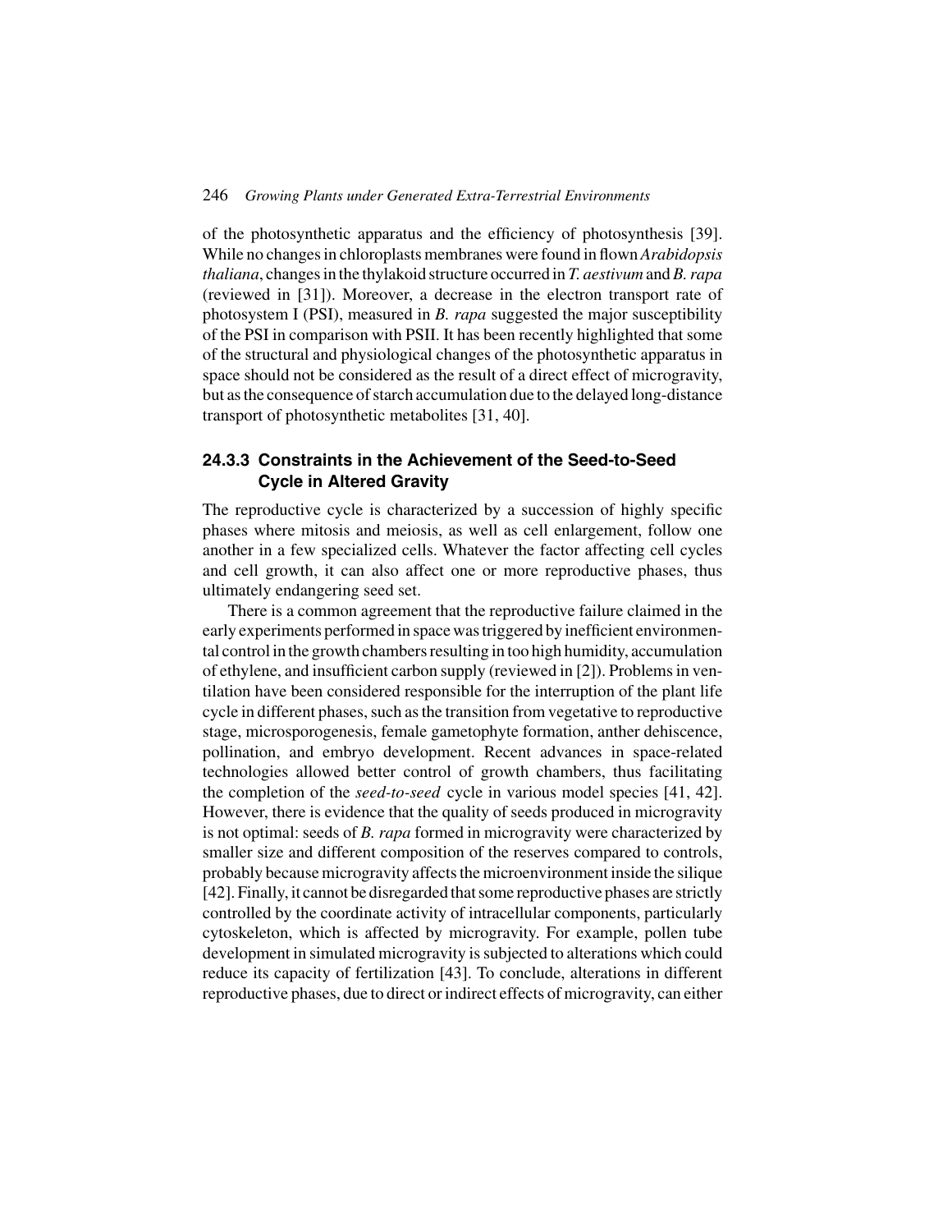of the photosynthetic apparatus and the efficiency of photosynthesis [39]. While no changes in chloroplasts membranes were found in flown *Arabidopsis thaliana*, changes in the thylakoid structure occurred in *T. aestivum* and *B. rapa* (reviewed in [31]). Moreover, a decrease in the electron transport rate of photosystem I (PSI), measured in *B. rapa* suggested the major susceptibility of the PSI in comparison with PSII. It has been recently highlighted that some of the structural and physiological changes of the photosynthetic apparatus in space should not be considered as the result of a direct effect of microgravity, but as the consequence of starch accumulation due to the delayed long-distance transport of photosynthetic metabolites [31, 40].

### 24.3.3 Constraints in the Achievement of the Seed-to-Seed Cycle in Altered Gravity

The reproductive cycle is characterized by a succession of highly specific phases where mitosis and meiosis, as well as cell enlargement, follow one another in a few specialized cells. Whatever the factor affecting cell cycles and cell growth, it can also affect one or more reproductive phases, thus ultimately endangering seed set.

There is a common agreement that the reproductive failure claimed in the early experiments performed in space was triggered by inefficient environmental control in the growth chambers resulting in too high humidity, accumulation of ethylene, and insufficient carbon supply (reviewed in [2]). Problems in ventilation have been considered responsible for the interruption of the plant life cycle in different phases, such as the transition from vegetative to reproductive stage, microsporogenesis, female gametophyte formation, anther dehiscence, pollination, and embryo development. Recent advances in space-related technologies allowed better control of growth chambers, thus facilitating the completion of the *seed-to-seed* cycle in various model species [41, 42]. However, there is evidence that the quality of seeds produced in microgravity is not optimal: seeds of *B. rapa* formed in microgravity were characterized by smaller size and different composition of the reserves compared to controls, probably because microgravity affects the microenvironment inside the silique [42]. Finally, it cannot be disregarded that some reproductive phases are strictly controlled by the coordinate activity of intracellular components, particularly cytoskeleton, which is affected by microgravity. For example, pollen tube development in simulated microgravity is subjected to alterations which could reduce its capacity of fertilization [43]. To conclude, alterations in different reproductive phases, due to direct or indirect effects of microgravity, can either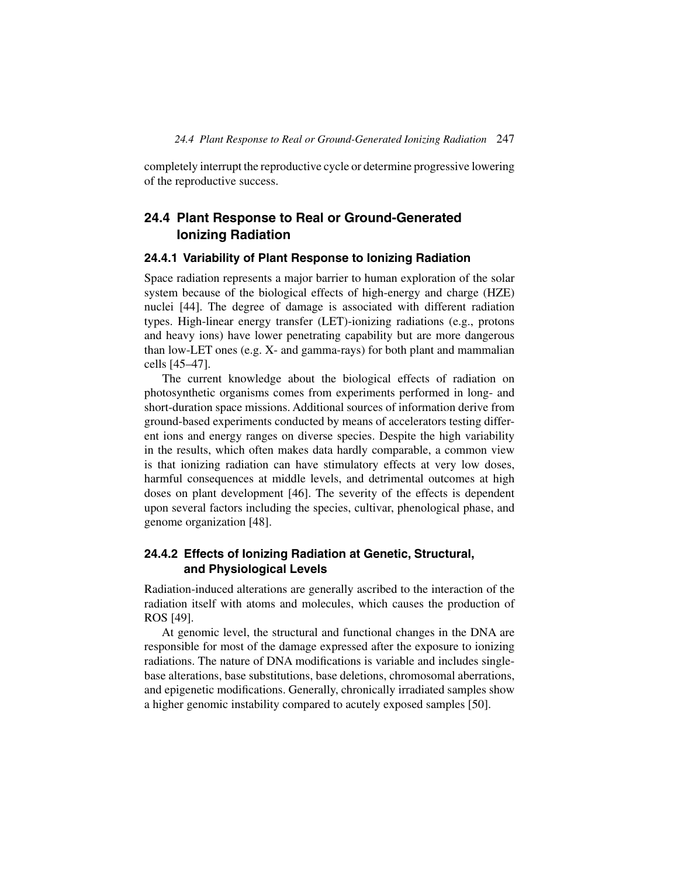completely interrupt the reproductive cycle or determine progressive lowering of the reproductive success.

## 24.4 Plant Response to Real or Ground-Generated Ionizing Radiation

### 24.4.1 Variability of Plant Response to Ionizing Radiation

Space radiation represents a major barrier to human exploration of the solar system because of the biological effects of high-energy and charge (HZE) nuclei [44]. The degree of damage is associated with different radiation types. High-linear energy transfer (LET)-ionizing radiations (e.g., protons and heavy ions) have lower penetrating capability but are more dangerous than low-LET ones (e.g. X- and gamma-rays) for both plant and mammalian cells [45–47].

The current knowledge about the biological effects of radiation on photosynthetic organisms comes from experiments performed in long- and short-duration space missions. Additional sources of information derive from ground-based experiments conducted by means of accelerators testing different ions and energy ranges on diverse species. Despite the high variability in the results, which often makes data hardly comparable, a common view is that ionizing radiation can have stimulatory effects at very low doses, harmful consequences at middle levels, and detrimental outcomes at high doses on plant development [46]. The severity of the effects is dependent upon several factors including the species, cultivar, phenological phase, and genome organization [48].

### 24.4.2 Effects of Ionizing Radiation at Genetic, Structural, and Physiological Levels

Radiation-induced alterations are generally ascribed to the interaction of the radiation itself with atoms and molecules, which causes the production of ROS [49].

At genomic level, the structural and functional changes in the DNA are responsible for most of the damage expressed after the exposure to ionizing radiations. The nature of DNA modifications is variable and includes single-base alterations, base substitutions, base deletions, chromosomal aberrations, and epigenetic modifications. Generally, chronically irradiated samples show a higher genomic instability compared to acutely exposed samples [50].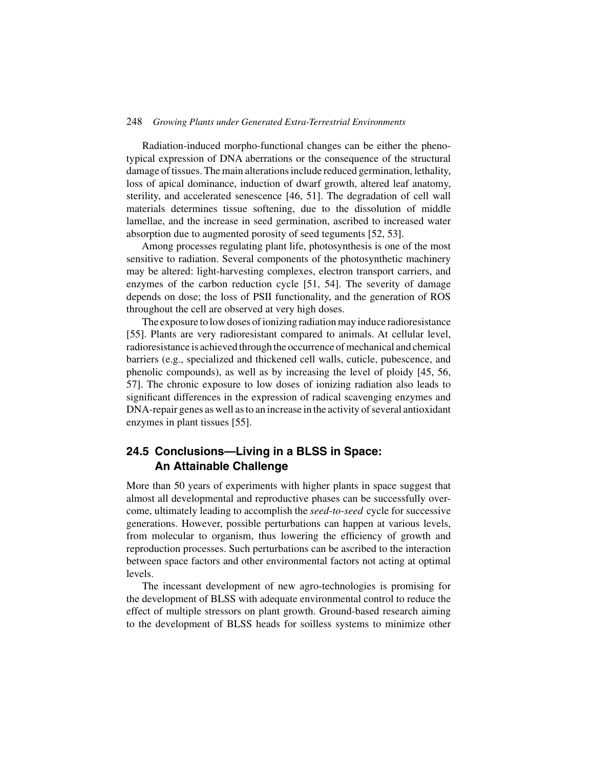Radiation-induced morpho-functional changes can be either the phenotypical expression of DNA aberrations or the consequence of the structural damage of tissues. The main alterations include reduced germination, lethality, loss of apical dominance, induction of dwarf growth, altered leaf anatomy, sterility, and accelerated senescence [46, 51]. The degradation of cell wall materials determines tissue softening, due to the dissolution of middle lamellae, and the increase in seed germination, ascribed to increased water absorption due to augmented porosity of seed teguments [52, 53].

Among processes regulating plant life, photosynthesis is one of the most sensitive to radiation. Several components of the photosynthetic machinery may be altered: light-harvesting complexes, electron transport carriers, and enzymes of the carbon reduction cycle [51, 54]. The severity of damage depends on dose; the loss of PSII functionality, and the generation of ROS throughout the cell are observed at very high doses.

The exposure to low doses of ionizing radiation may induce radioresistance [55]. Plants are very radioresistant compared to animals. At cellular level, radioresistance is achieved through the occurrence of mechanical and chemical barriers (e.g., specialized and thickened cell walls, cuticle, pubescence, and phenolic compounds), as well as by increasing the level of ploidy [45, 56, 57]. The chronic exposure to low doses of ionizing radiation also leads to significant differences in the expression of radical scavenging enzymes and DNA-repair genes as well as to an increase in the activity of several antioxidant enzymes in plant tissues [55].

## 24.5 Conclusions—Living in a BLSS in Space: An Attainable Challenge

More than 50 years of experiments with higher plants in space suggest that almost all developmental and reproductive phases can be successfully overcome, ultimately leading to accomplish the *seed-to-seed* cycle for successive generations. However, possible perturbations can happen at various levels, from molecular to organism, thus lowering the efficiency of growth and reproduction processes. Such perturbations can be ascribed to the interaction between space factors and other environmental factors not acting at optimal levels.

The incessant development of new agro-technologies is promising for the development of BLSS with adequate environmental control to reduce the effect of multiple stressors on plant growth. Ground-based research aiming to the development of BLSS heads for soilless systems to minimize other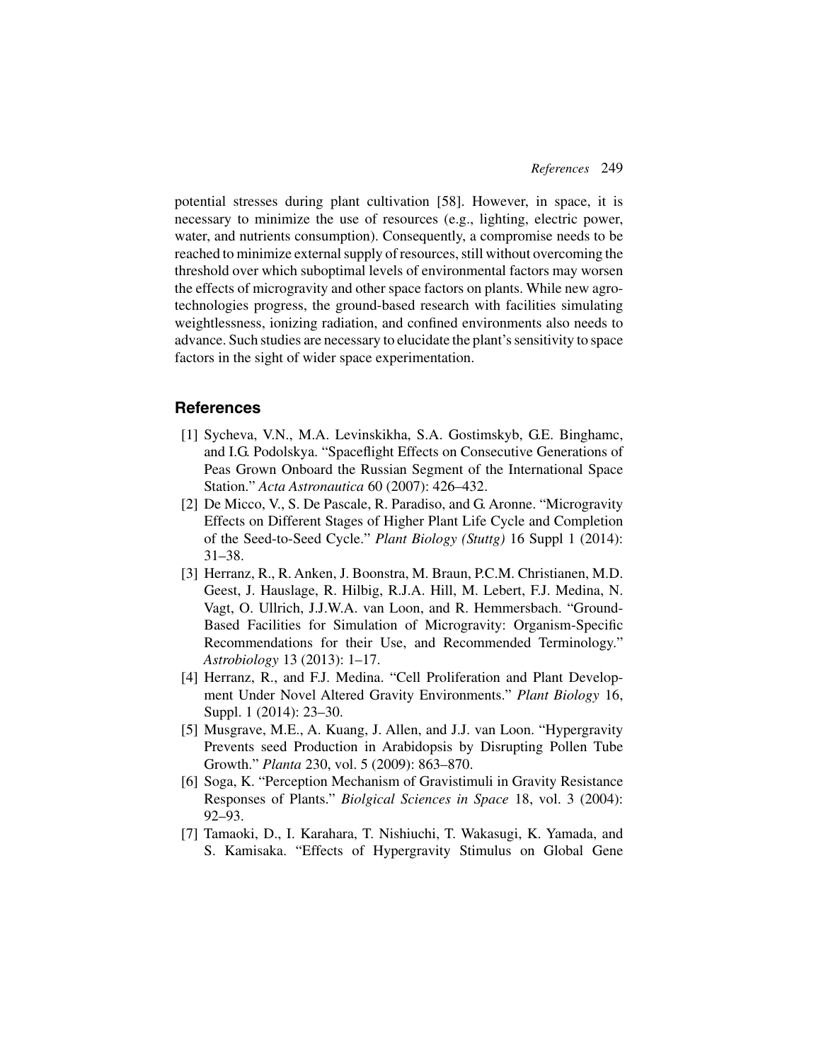potential stresses during plant cultivation [58]. However, in space, it is necessary to minimize the use of resources (e.g., lighting, electric power, water, and nutrients consumption). Consequently, a compromise needs to be reached to minimize external supply of resources, still without overcoming the threshold over which suboptimal levels of environmental factors may worsen the effects of microgravity and other space factors on plants. While new agro-technologies progress, the ground-based research with facilities simulating weightlessness, ionizing radiation, and confined environments also needs to advance. Such studies are necessary to elucidate the plant's sensitivity to space factors in the sight of wider space experimentation.

## References

[1] Sycheva, V.N., M.A. Levinskikha, S.A. Gostimskyb, G.E. Binghamc, and I.G. Podolskya. "Spaceflight Effects on Consecutive Generations of Peas Grown Onboard the Russian Segment of the International Space Station." *Acta Astronautica* 60 (2007): 426–432.

[2] De Micco, V., S. De Pascale, R. Paradiso, and G. Aronne. "Microgravity Effects on Different Stages of Higher Plant Life Cycle and Completion of the Seed-to-Seed Cycle." *Plant Biology (Stuttg)* 16 Suppl 1 (2014): 31–38.

[3] Herranz, R., R. Anken, J. Boonstra, M. Braun, P.C.M. Christianen, M.D. Geest, J. Hauslage, R. Hilbig, R.J.A. Hill, M. Lebert, F.J. Medina, N. Vagt, O. Ullrich, J.J.W.A. van Loon, and R. Hemmersbach. "Ground-Based Facilities for Simulation of Microgravity: Organism-Specific Recommendations for their Use, and Recommended Terminology." *Astrobiology* 13 (2013): 1–17.

[4] Herranz, R., and F.J. Medina. "Cell Proliferation and Plant Development Under Novel Altered Gravity Environments." *Plant Biology* 16, Suppl. 1 (2014): 23–30.

[5] Musgrave, M.E., A. Kuang, J. Allen, and J.J. van Loon. "Hypergravity Prevents seed Production in Arabidopsis by Disrupting Pollen Tube Growth." *Planta* 230, vol. 5 (2009): 863–870.

[6] Soga, K. "Perception Mechanism of Gravistimuli in Gravity Resistance Responses of Plants." *Biolgical Sciences in Space* 18, vol. 3 (2004): 92–93.

[7] Tamaoki, D., I. Karahara, T. Nishiuchi, T. Wakasugi, K. Yamada, and S. Kamisaka. "Effects of Hypergravity Stimulus on Global Gene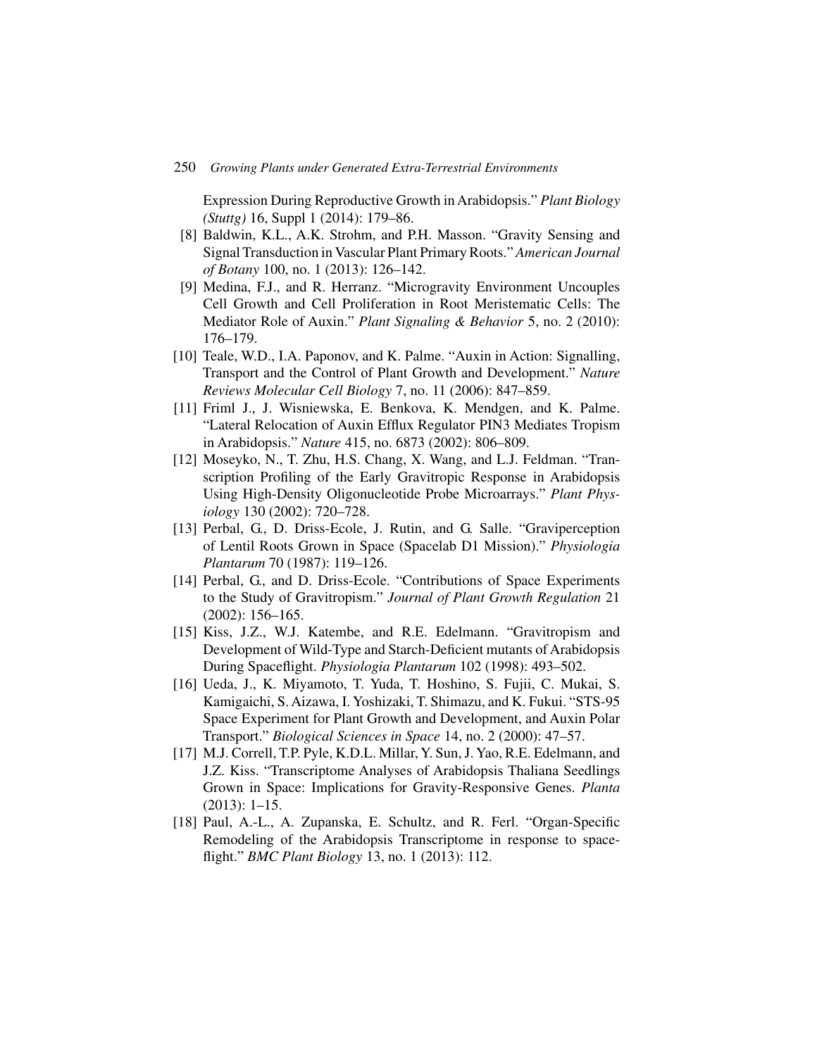Expression During Reproductive Growth in Arabidopsis." *Plant Biology (Stuttg)* 16, Suppl 1 (2014): 179–86.

[8] Baldwin, K.L., A.K. Strohm, and P.H. Masson. "Gravity Sensing and Signal Transduction in Vascular Plant Primary Roots." *American Journal of Botany* 100, no. 1 (2013): 126–142.

[9] Medina, F.J., and R. Herranz. "Microgravity Environment Uncouples Cell Growth and Cell Proliferation in Root Meristematic Cells: The Mediator Role of Auxin." *Plant Signaling & Behavior* 5, no. 2 (2010): 176–179.

[10] Teale, W.D., I.A. Paponov, and K. Palme. "Auxin in Action: Signalling, Transport and the Control of Plant Growth and Development." *Nature Reviews Molecular Cell Biology* 7, no. 11 (2006): 847–859.

[11] Friml J., J. Wisniewska, E. Benkova, K. Mendgen, and K. Palme. "Lateral Relocation of Auxin Efflux Regulator PIN3 Mediates Tropism in Arabidopsis." *Nature* 415, no. 6873 (2002): 806–809.

[12] Moseyko, N., T. Zhu, H.S. Chang, X. Wang, and L.J. Feldman. "Transcription Profiling of the Early Gravitropic Response in Arabidopsis Using High-Density Oligonucleotide Probe Microarrays." *Plant Physiology* 130 (2002): 720–728.

[13] Perbal, G., D. Driss-Ecole, J. Rutin, and G. Salle. "Graviperception of Lentil Roots Grown in Space (Spacelab D1 Mission)." *Physiologia Plantarum* 70 (1987): 119–126.

[14] Perbal, G., and D. Driss-Ecole. "Contributions of Space Experiments to the Study of Gravitropism." *Journal of Plant Growth Regulation* 21 (2002): 156–165.

[15] Kiss, J.Z., W.J. Katembe, and R.E. Edelmann. "Gravitropism and Development of Wild-Type and Starch-Deficient mutants of Arabidopsis During Spaceflight. *Physiologia Plantarum* 102 (1998): 493–502.

[16] Ueda, J., K. Miyamoto, T. Yuda, T. Hoshino, S. Fujii, C. Mukai, S. Kamigaichi, S. Aizawa, I. Yoshizaki, T. Shimazu, and K. Fukui. "STS-95 Space Experiment for Plant Growth and Development, and Auxin Polar Transport." *Biological Sciences in Space* 14, no. 2 (2000): 47–57.

[17] M.J. Correll, T.P. Pyle, K.D.L. Millar, Y. Sun, J. Yao, R.E. Edelmann, and J.Z. Kiss. "Transcriptome Analyses of Arabidopsis Thaliana Seedlings Grown in Space: Implications for Gravity-Responsive Genes. *Planta* (2013): 1–15.

[18] Paul, A.-L., A. Zupanska, E. Schultz, and R. Ferl. "Organ-Specific Remodeling of the Arabidopsis Transcriptome in response to spaceflight." *BMC Plant Biology* 13, no. 1 (2013): 112.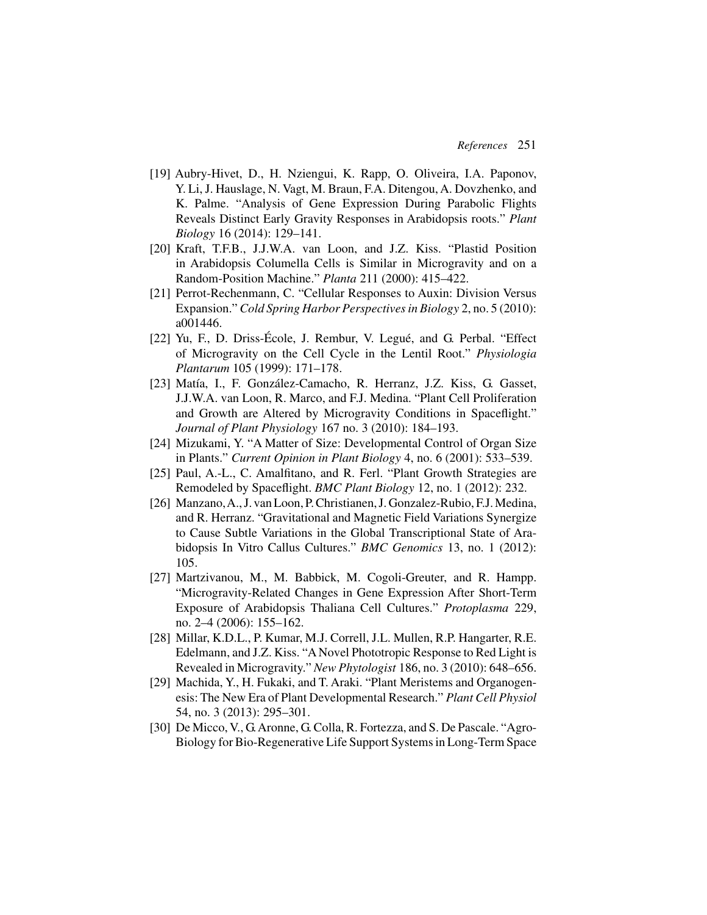[19] Aubry-Hivet, D., H. Nziengui, K. Rapp, O. Oliveira, I.A. Paponov, Y. Li, J. Hauslage, N. Vagt, M. Braun, F.A. Ditengou, A. Dovzhenko, and K. Palme. "Analysis of Gene Expression During Parabolic Flights Reveals Distinct Early Gravity Responses in Arabidopsis roots." *Plant Biology* 16 (2014): 129–141.

[20] Kraft, T.F.B., J.J.W.A. van Loon, and J.Z. Kiss. "Plastid Position in Arabidopsis Columella Cells is Similar in Microgravity and on a Random-Position Machine." *Planta* 211 (2000): 415–422.

[21] Perrot-Rechenmann, C. "Cellular Responses to Auxin: Division Versus Expansion." *Cold Spring Harbor Perspectives in Biology* 2, no. 5 (2010): a001446.

[22] Yu, F., D. Driss-École, J. Rembur, V. Legué, and G. Perbal. "Effect of Microgravity on the Cell Cycle in the Lentil Root." *Physiologia Plantarum* 105 (1999): 171–178.

[23] Matía, I., F. González-Camacho, R. Herranz, J.Z. Kiss, G. Gasset, J.J.W.A. van Loon, R. Marco, and F.J. Medina. "Plant Cell Proliferation and Growth are Altered by Microgravity Conditions in Spaceflight." *Journal of Plant Physiology* 167 no. 3 (2010): 184–193.

[24] Mizukami, Y. "A Matter of Size: Developmental Control of Organ Size in Plants." *Current Opinion in Plant Biology* 4, no. 6 (2001): 533–539.

[25] Paul, A.-L., C. Amalfitano, and R. Ferl. "Plant Growth Strategies are Remodeled by Spaceflight. *BMC Plant Biology* 12, no. 1 (2012): 232.

[26] Manzano, A., J. van Loon, P. Christianen, J. Gonzalez-Rubio, F.J. Medina, and R. Herranz. "Gravitational and Magnetic Field Variations Synergize to Cause Subtle Variations in the Global Transcriptional State of Arabidopsis In Vitro Callus Cultures." *BMC Genomics* 13, no. 1 (2012): 105.

[27] Martzivanou, M., M. Babbick, M. Cogoli-Greuter, and R. Hampp. "Microgravity-Related Changes in Gene Expression After Short-Term Exposure of Arabidopsis Thaliana Cell Cultures." *Protoplasma* 229, no. 2–4 (2006): 155–162.

[28] Millar, K.D.L., P. Kumar, M.J. Correll, J.L. Mullen, R.P. Hangarter, R.E. Edelmann, and J.Z. Kiss. "A Novel Phototropic Response to Red Light is Revealed in Microgravity." *New Phytologist* 186, no. 3 (2010): 648–656.

[29] Machida, Y., H. Fukaki, and T. Araki. "Plant Meristems and Organogenesis: The New Era of Plant Developmental Research." *Plant Cell Physiol* 54, no. 3 (2013): 295–301.

[30] De Micco, V., G. Aronne, G. Colla, R. Fortezza, and S. De Pascale. "Agro-Biology for Bio-Regenerative Life Support Systems in Long-Term Space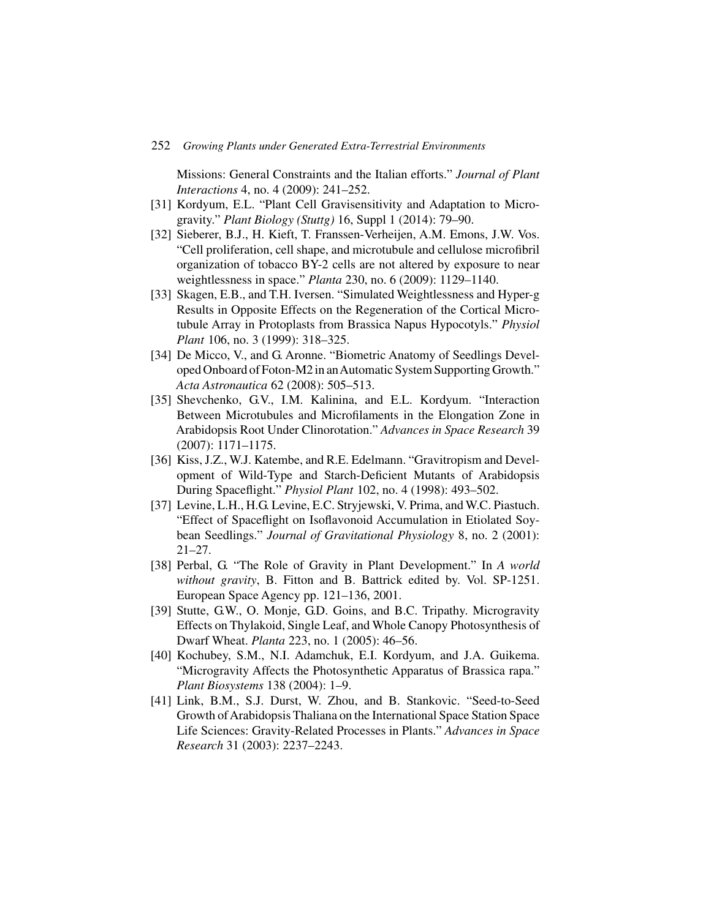Missions: General Constraints and the Italian efforts." *Journal of Plant Interactions* 4, no. 4 (2009): 241–252.

[31] Kordyum, E.L. "Plant Cell Gravisensitivity and Adaptation to Microgravity." *Plant Biology (Stuttg)* 16, Suppl 1 (2014): 79–90.

[32] Sieberer, B.J., H. Kieft, T. Franssen-Verheijen, A.M. Emons, J.W. Vos. "Cell proliferation, cell shape, and microtubule and cellulose microfibril organization of tobacco BY-2 cells are not altered by exposure to near weightlessness in space." *Planta* 230, no. 6 (2009): 1129–1140.

[33] Skagen, E.B., and T.H. Iversen. "Simulated Weightlessness and Hyper-g Results in Opposite Effects on the Regeneration of the Cortical Microtubule Array in Protoplasts from Brassica Napus Hypocotyls." *Physiol Plant* 106, no. 3 (1999): 318–325.

[34] De Micco, V., and G. Aronne. "Biometric Anatomy of Seedlings Developed Onboard of Foton-M2 in an Automatic System Supporting Growth." *Acta Astronautica* 62 (2008): 505–513.

[35] Shevchenko, G.V., I.M. Kalinina, and E.L. Kordyum. "Interaction Between Microtubules and Microfilaments in the Elongation Zone in Arabidopsis Root Under Clinorotation." *Advances in Space Research* 39 (2007): 1171–1175.

[36] Kiss, J.Z., W.J. Katembe, and R.E. Edelmann. "Gravitropism and Development of Wild-Type and Starch-Deficient Mutants of Arabidopsis During Spaceflight." *Physiol Plant* 102, no. 4 (1998): 493–502.

[37] Levine, L.H., H.G. Levine, E.C. Stryjewski, V. Prima, and W.C. Piastuch. "Effect of Spaceflight on Isoflavonoid Accumulation in Etiolated Soybean Seedlings." *Journal of Gravitational Physiology* 8, no. 2 (2001): 21–27.

[38] Perbal, G. "The Role of Gravity in Plant Development." In *A world without gravity*, B. Fitton and B. Battrick edited by. Vol. SP-1251. European Space Agency pp. 121–136, 2001.

[39] Stutte, G.W., O. Monje, G.D. Goins, and B.C. Tripathy. Microgravity Effects on Thylakoid, Single Leaf, and Whole Canopy Photosynthesis of Dwarf Wheat. *Planta* 223, no. 1 (2005): 46–56.

[40] Kochubey, S.M., N.I. Adamchuk, E.I. Kordyum, and J.A. Guikema. "Microgravity Affects the Photosynthetic Apparatus of Brassica rapa." *Plant Biosystems* 138 (2004): 1–9.

[41] Link, B.M., S.J. Durst, W. Zhou, and B. Stankovic. "Seed-to-Seed Growth of Arabidopsis Thaliana on the International Space Station Space Life Sciences: Gravity-Related Processes in Plants." *Advances in Space Research* 31 (2003): 2237–2243.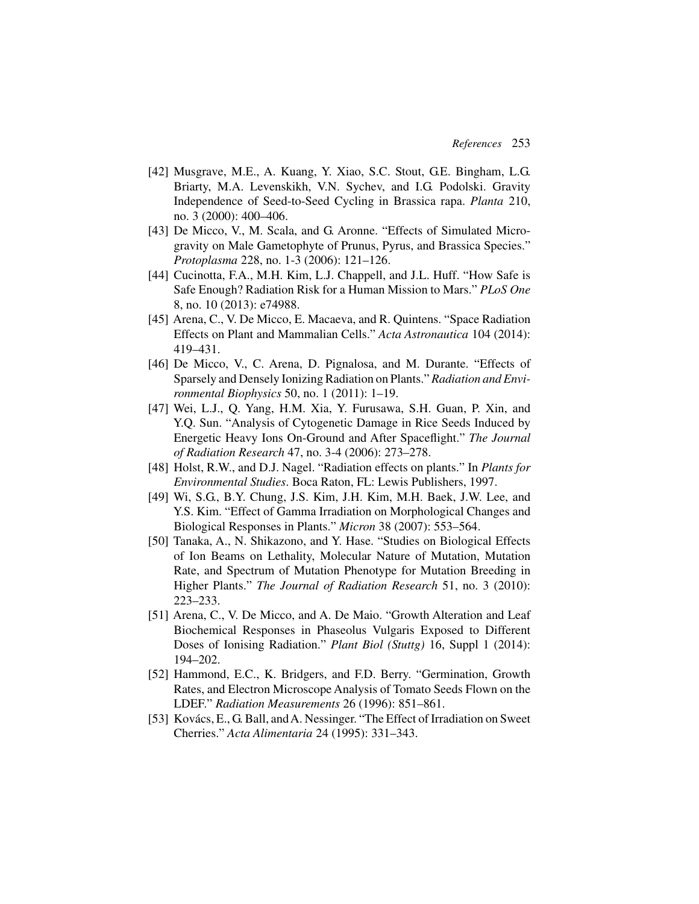[42] Musgrave, M.E., A. Kuang, Y. Xiao, S.C. Stout, G.E. Bingham, L.G. Briarty, M.A. Levenskikh, V.N. Sychev, and I.G. Podolski. Gravity Independence of Seed-to-Seed Cycling in Brassica rapa. *Planta* 210, no. 3 (2000): 400–406.

[43] De Micco, V., M. Scala, and G. Aronne. "Effects of Simulated Microgravity on Male Gametophyte of Prunus, Pyrus, and Brassica Species." *Protoplasma* 228, no. 1-3 (2006): 121–126.

[44] Cucinotta, F.A., M.H. Kim, L.J. Chappell, and J.L. Huff. "How Safe is Safe Enough? Radiation Risk for a Human Mission to Mars." *PLoS One* 8, no. 10 (2013): e74988.

[45] Arena, C., V. De Micco, E. Macaeva, and R. Quintens. "Space Radiation Effects on Plant and Mammalian Cells." *Acta Astronautica* 104 (2014): 419–431.

[46] De Micco, V., C. Arena, D. Pignalosa, and M. Durante. "Effects of Sparsely and Densely Ionizing Radiation on Plants." *Radiation and Environmental Biophysics* 50, no. 1 (2011): 1–19.

[47] Wei, L.J., Q. Yang, H.M. Xia, Y. Furusawa, S.H. Guan, P. Xin, and Y.Q. Sun. "Analysis of Cytogenetic Damage in Rice Seeds Induced by Energetic Heavy Ions On-Ground and After Spaceflight." *The Journal of Radiation Research* 47, no. 3-4 (2006): 273–278.

[48] Holst, R.W., and D.J. Nagel. "Radiation effects on plants." In *Plants for Environmental Studies*. Boca Raton, FL: Lewis Publishers, 1997.

[49] Wi, S.G., B.Y. Chung, J.S. Kim, J.H. Kim, M.H. Baek, J.W. Lee, and Y.S. Kim. "Effect of Gamma Irradiation on Morphological Changes and Biological Responses in Plants." *Micron* 38 (2007): 553–564.

[50] Tanaka, A., N. Shikazono, and Y. Hase. "Studies on Biological Effects of Ion Beams on Lethality, Molecular Nature of Mutation, Mutation Rate, and Spectrum of Mutation Phenotype for Mutation Breeding in Higher Plants." *The Journal of Radiation Research* 51, no. 3 (2010): 223–233.

[51] Arena, C., V. De Micco, and A. De Maio. "Growth Alteration and Leaf Biochemical Responses in Phaseolus Vulgaris Exposed to Different Doses of Ionising Radiation." *Plant Biol (Stuttg)* 16, Suppl 1 (2014): 194–202.

[52] Hammond, E.C., K. Bridgers, and F.D. Berry. "Germination, Growth Rates, and Electron Microscope Analysis of Tomato Seeds Flown on the LDEF." *Radiation Measurements* 26 (1996): 851–861.

[53] Kovács, E., G. Ball, and A. Nessinger. "The Effect of Irradiation on Sweet Cherries." *Acta Alimentaria* 24 (1995): 331–343.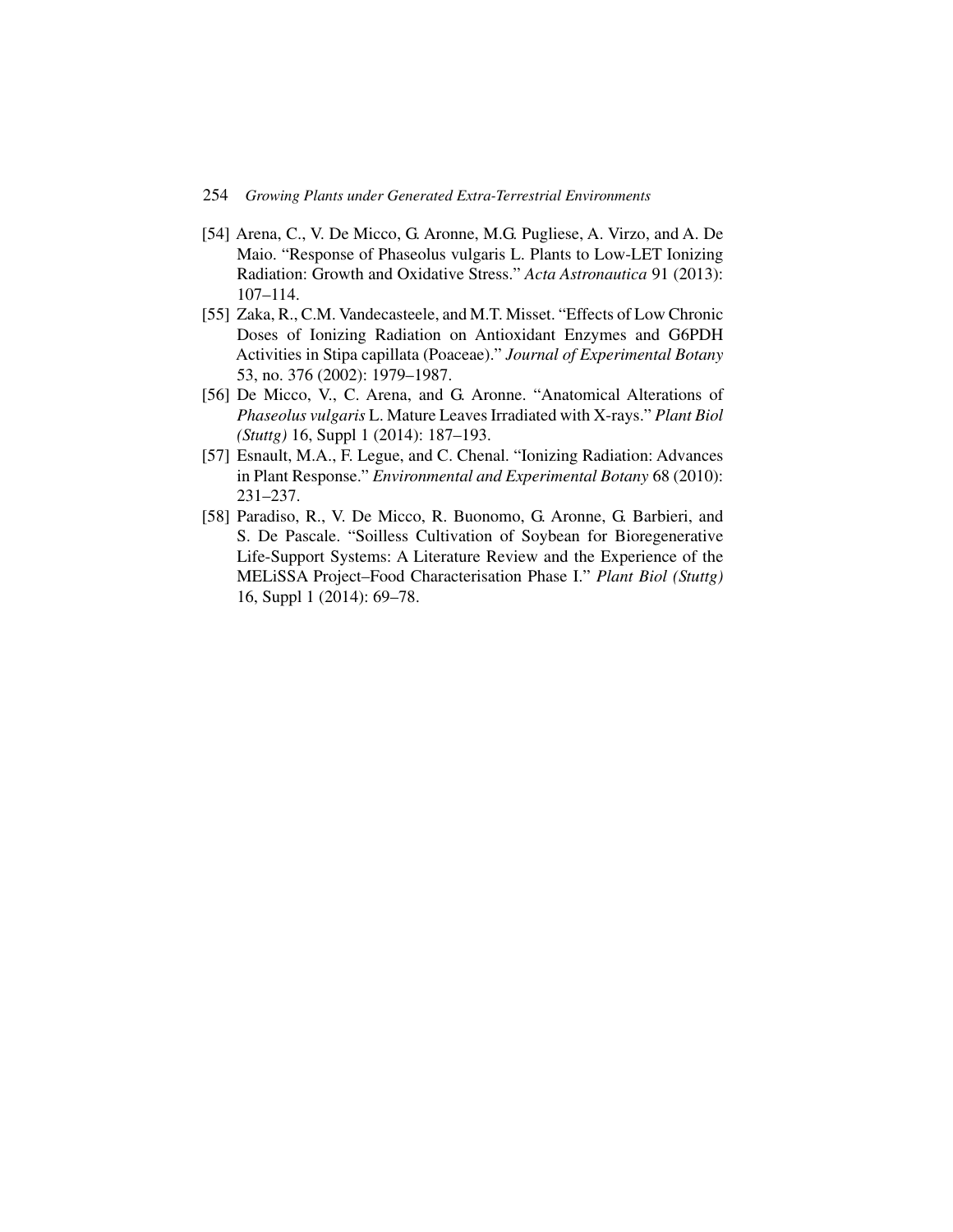[54] Arena, C., V. De Micco, G. Aronne, M.G. Pugliese, A. Virzo, and A. De Maio. "Response of Phaseolus vulgaris L. Plants to Low-LET Ionizing Radiation: Growth and Oxidative Stress." *Acta Astronautica* 91 (2013): 107–114.

[55] Zaka, R., C.M. Vandecasteele, and M.T. Misset. "Effects of Low Chronic Doses of Ionizing Radiation on Antioxidant Enzymes and G6PDH Activities in Stipa capillata (Poaceae)." *Journal of Experimental Botany* 53, no. 376 (2002): 1979–1987.

[56] De Micco, V., C. Arena, and G. Aronne. "Anatomical Alterations of *Phaseolus vulgaris* L. Mature Leaves Irradiated with X-rays." *Plant Biol (Stuttg)* 16, Suppl 1 (2014): 187–193.

[57] Esnault, M.A., F. Legue, and C. Chenal. "Ionizing Radiation: Advances in Plant Response." *Environmental and Experimental Botany* 68 (2010): 231–237.

[58] Paradiso, R., V. De Micco, R. Buonomo, G. Aronne, G. Barbieri, and S. De Pascale. "Soilless Cultivation of Soybean for Bioregenerative Life-Support Systems: A Literature Review and the Experience of the MELiSSA Project–Food Characterisation Phase I." *Plant Biol (Stuttg)* 16, Suppl 1 (2014): 69–78.